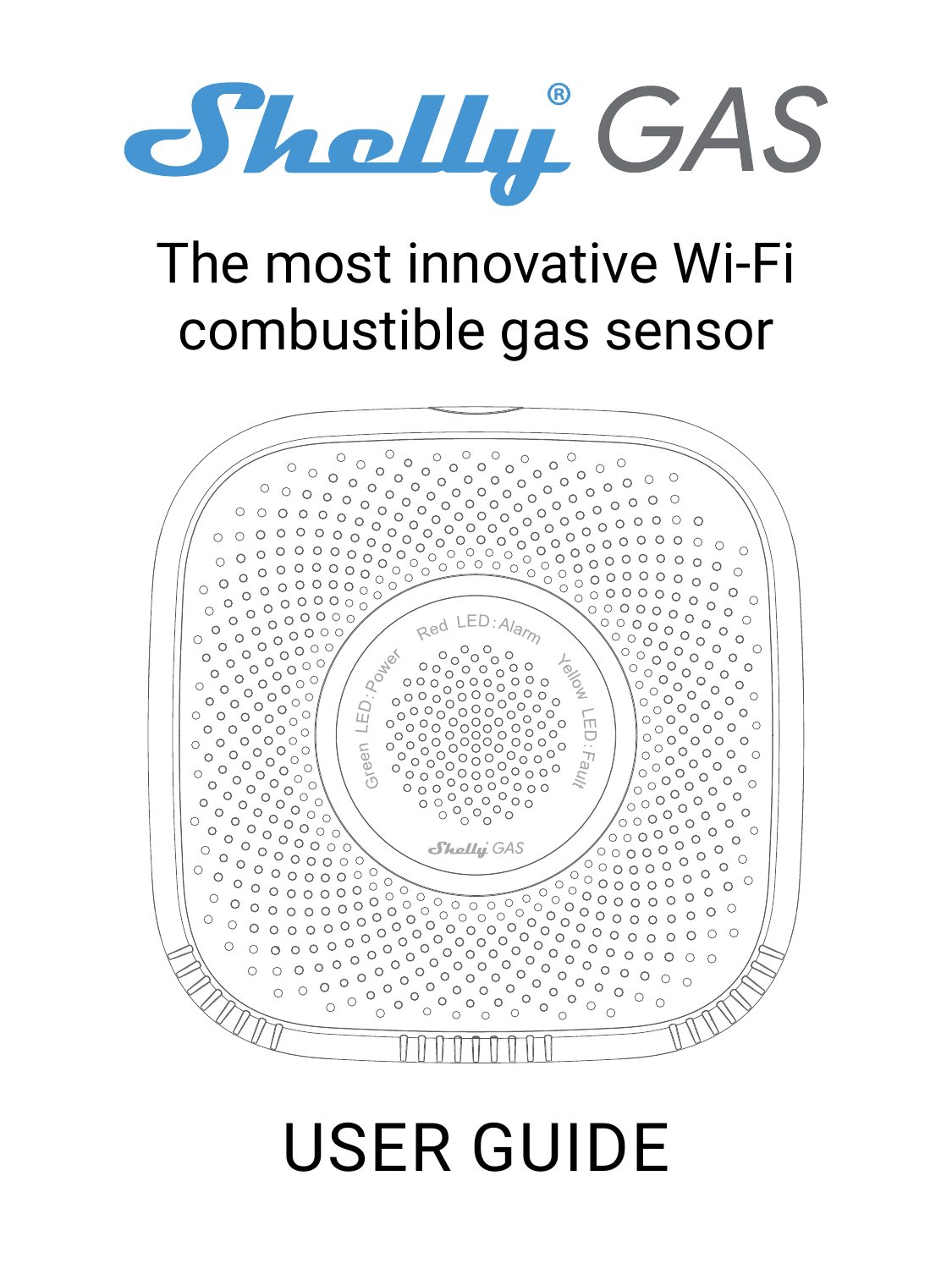# Shelly® GAS

## The most innovative Wi-Fi combustible gas sensor

# USER GUIDE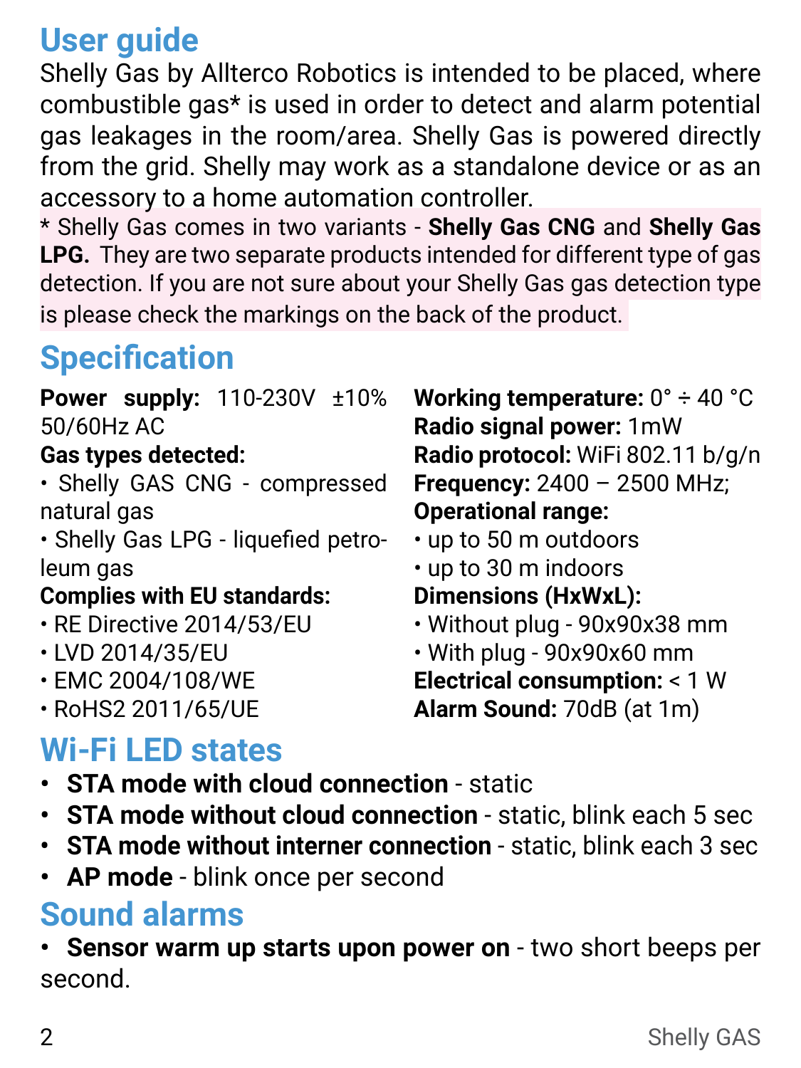## User guide

Shelly Gas by Allterco Robotics is intended to be placed, where combustible gas* is used in order to detect and alarm potential gas leakages in the room/area. Shelly Gas is powered directly from the grid. Shelly may work as a standalone device or as an accessory to a home automation controller.

* Shelly Gas comes in two variants - **Shelly Gas CNG** and **Shelly Gas LPG.** They are two separate products intended for different type of gas detection. If you are not sure about your Shelly Gas gas detection type is please check the markings on the back of the product.

## Specification

**Power supply:** 110-230V ±10% 50/60Hz AC

**Gas types detected:**
- Shelly GAS CNG - compressed natural gas
- Shelly Gas LPG - liquefied petroleum gas

**Complies with EU standards:**
- RE Directive 2014/53/EU
- LVD 2014/35/EU
- EMC 2004/108/WE
- RoHS2 2011/65/UE

**Working temperature:** 0° ÷ 40 °C

**Radio signal power:** 1mW

**Radio protocol:** WiFi 802.11 b/g/n

**Frequency:** 2400 – 2500 MHz;

**Operational range:**
- up to 50 m outdoors
- up to 30 m indoors

**Dimensions (HxWxL):**
- Without plug - 90x90x38 mm
- With plug - 90x90x60 mm

**Electrical consumption:** < 1 W

**Alarm Sound:** 70dB (at 1m)

## Wi-Fi LED states

- **STA mode with cloud connection** - static
- **STA mode without cloud connection** - static, blink each 5 sec
- **STA mode without interner connection** - static, blink each 3 sec
- **AP mode** - blink once per second

## Sound alarms

- **Sensor warm up starts upon power on** - two short beeps per second.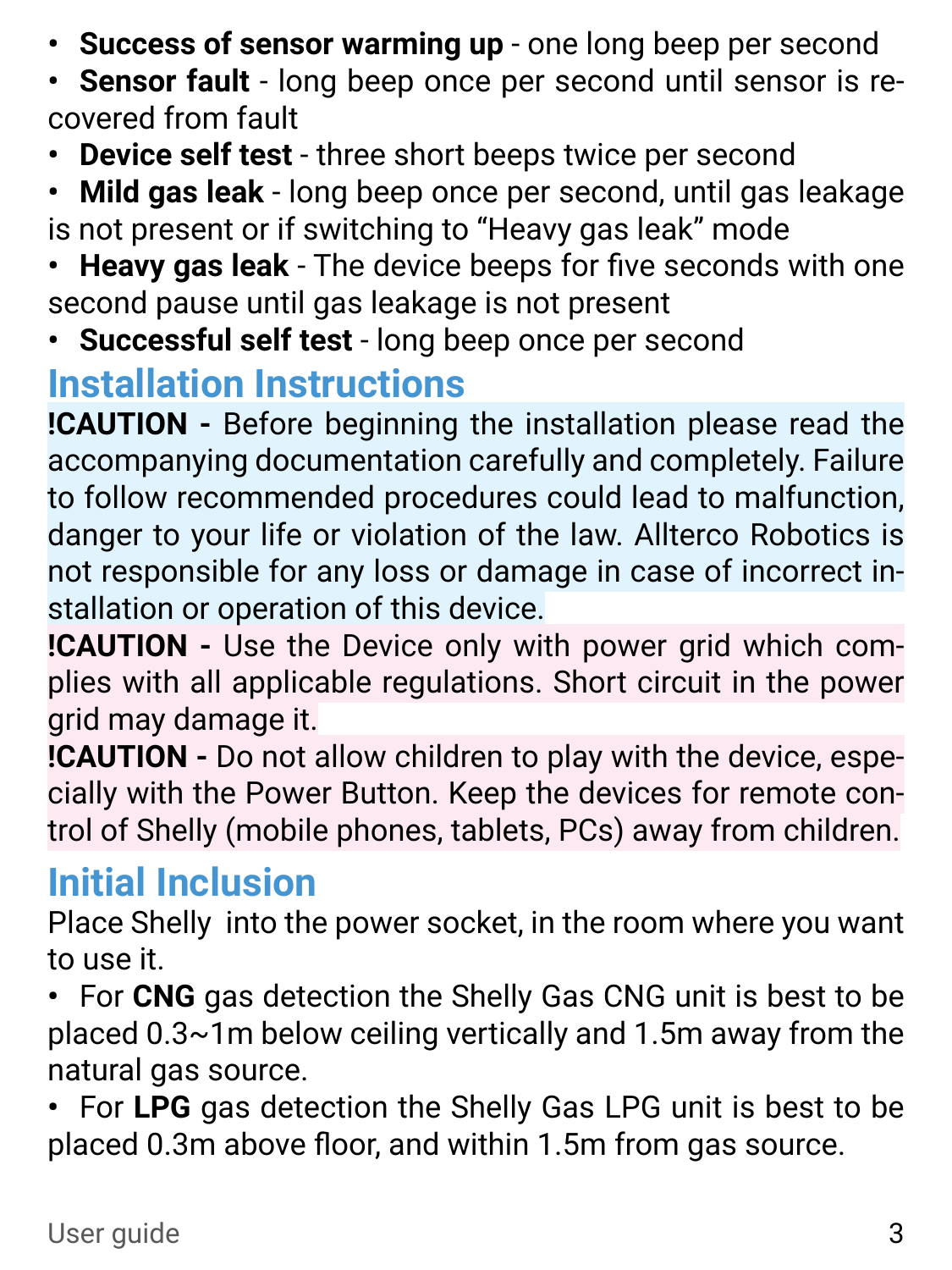- **Success of sensor warming up** - one long beep per second
- **Sensor fault** - long beep once per second until sensor is recovered from fault
- **Device self test** - three short beeps twice per second
- **Mild gas leak** - long beep once per second, until gas leakage is not present or if switching to “Heavy gas leak” mode
- **Heavy gas leak** - The device beeps for five seconds with one second pause until gas leakage is not present
- **Successful self test** - long beep once per second

## Installation Instructions

**!CAUTION -** Before beginning the installation please read the accompanying documentation carefully and completely. Failure to follow recommended procedures could lead to malfunction, danger to your life or violation of the law. Allterco Robotics is not responsible for any loss or damage in case of incorrect installation or operation of this device.

**!CAUTION -** Use the Device only with power grid which complies with all applicable regulations. Short circuit in the power grid may damage it.

**!CAUTION -** Do not allow children to play with the device, especially with the Power Button. Keep the devices for remote control of Shelly (mobile phones, tablets, PCs) away from children.

## Initial Inclusion

Place Shelly  into the power socket, in the room where you want to use it.

- For **CNG** gas detection the Shelly Gas CNG unit is best to be placed 0.3~1m below ceiling vertically and 1.5m away from the natural gas source.
- For **LPG** gas detection the Shelly Gas LPG unit is best to be placed 0.3m above floor, and within 1.5m from gas source.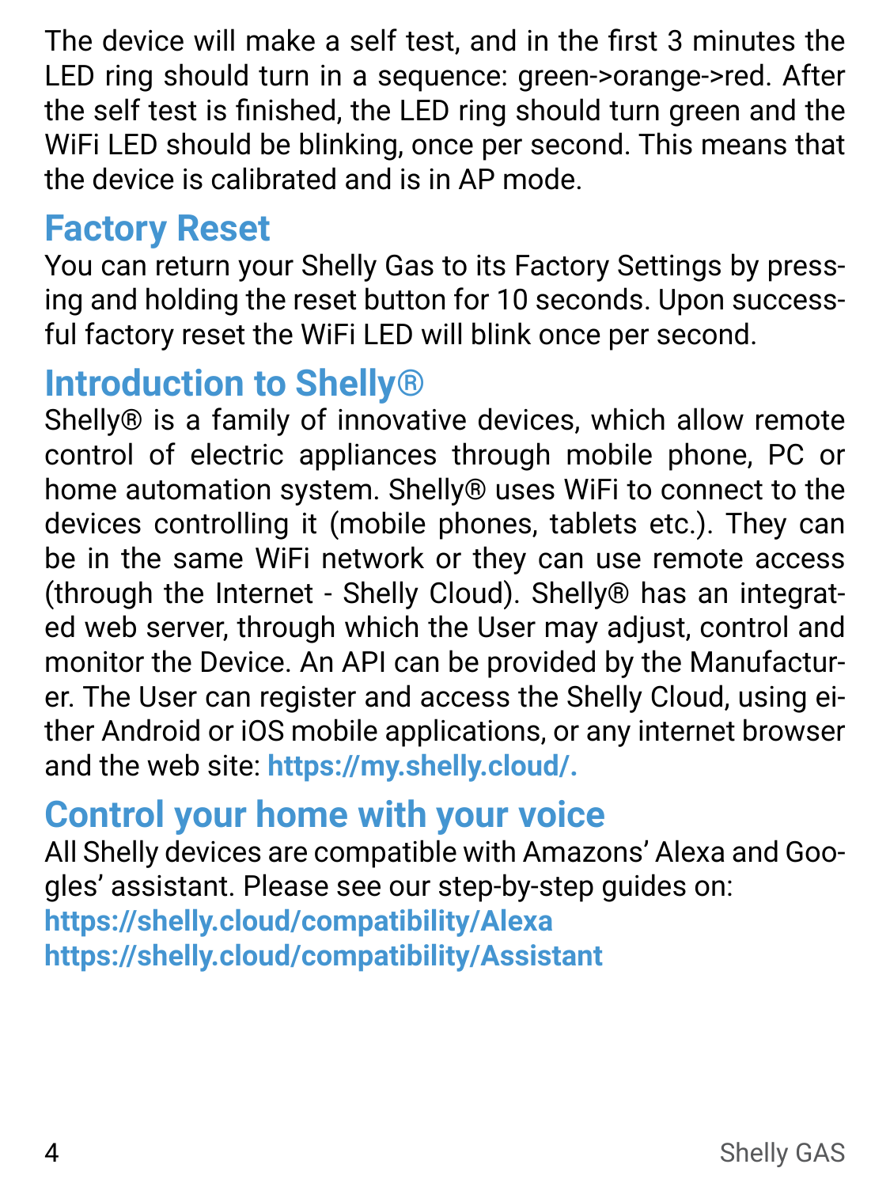The device will make a self test, and in the first 3 minutes the LED ring should turn in a sequence: green->orange->red. After the self test is finished, the LED ring should turn green and the WiFi LED should be blinking, once per second. This means that the device is calibrated and is in AP mode.

## Factory Reset

You can return your Shelly Gas to its Factory Settings by pressing and holding the reset button for 10 seconds. Upon successful factory reset the WiFi LED will blink once per second.

## Introduction to Shelly®

Shelly® is a family of innovative devices, which allow remote control of electric appliances through mobile phone, PC or home automation system. Shelly® uses WiFi to connect to the devices controlling it (mobile phones, tablets etc.). They can be in the same WiFi network or they can use remote access (through the Internet - Shelly Cloud). Shelly® has an integrated web server, through which the User may adjust, control and monitor the Device. An API can be provided by the Manufacturer. The User can register and access the Shelly Cloud, using either Android or iOS mobile applications, or any internet browser and the web site: **https://my.shelly.cloud/.**

## Control your home with your voice

All Shelly devices are compatible with Amazons' Alexa and Googles' assistant. Please see our step-by-step guides on:
**https://shelly.cloud/compatibility/Alexa**
**https://shelly.cloud/compatibility/Assistant**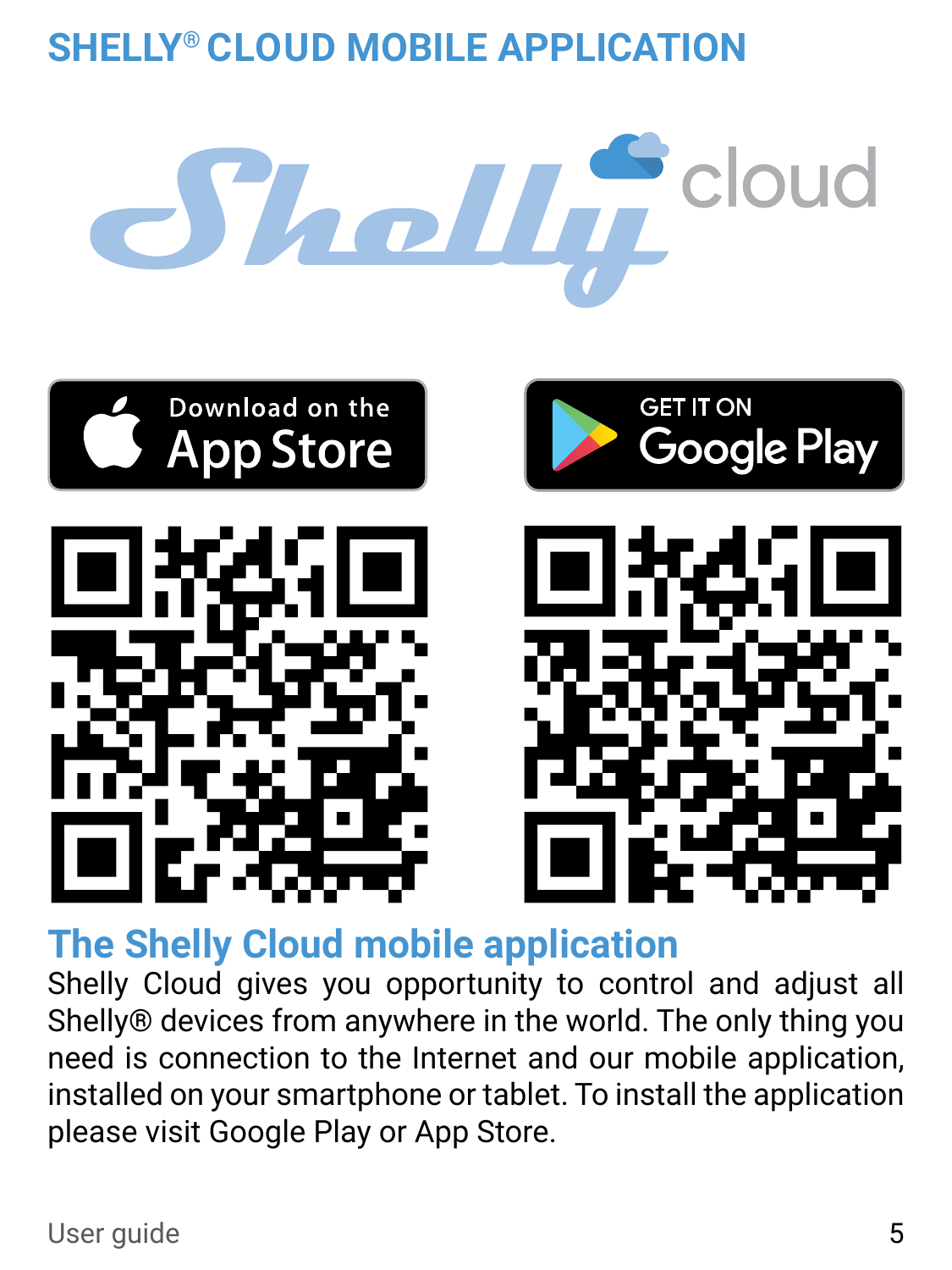# SHELLY® CLOUD MOBILE APPLICATION

## The Shelly Cloud mobile application

Shelly Cloud gives you opportunity to control and adjust all Shelly® devices from anywhere in the world. The only thing you need is connection to the Internet and our mobile application, installed on your smartphone or tablet. To install the application please visit Google Play or App Store.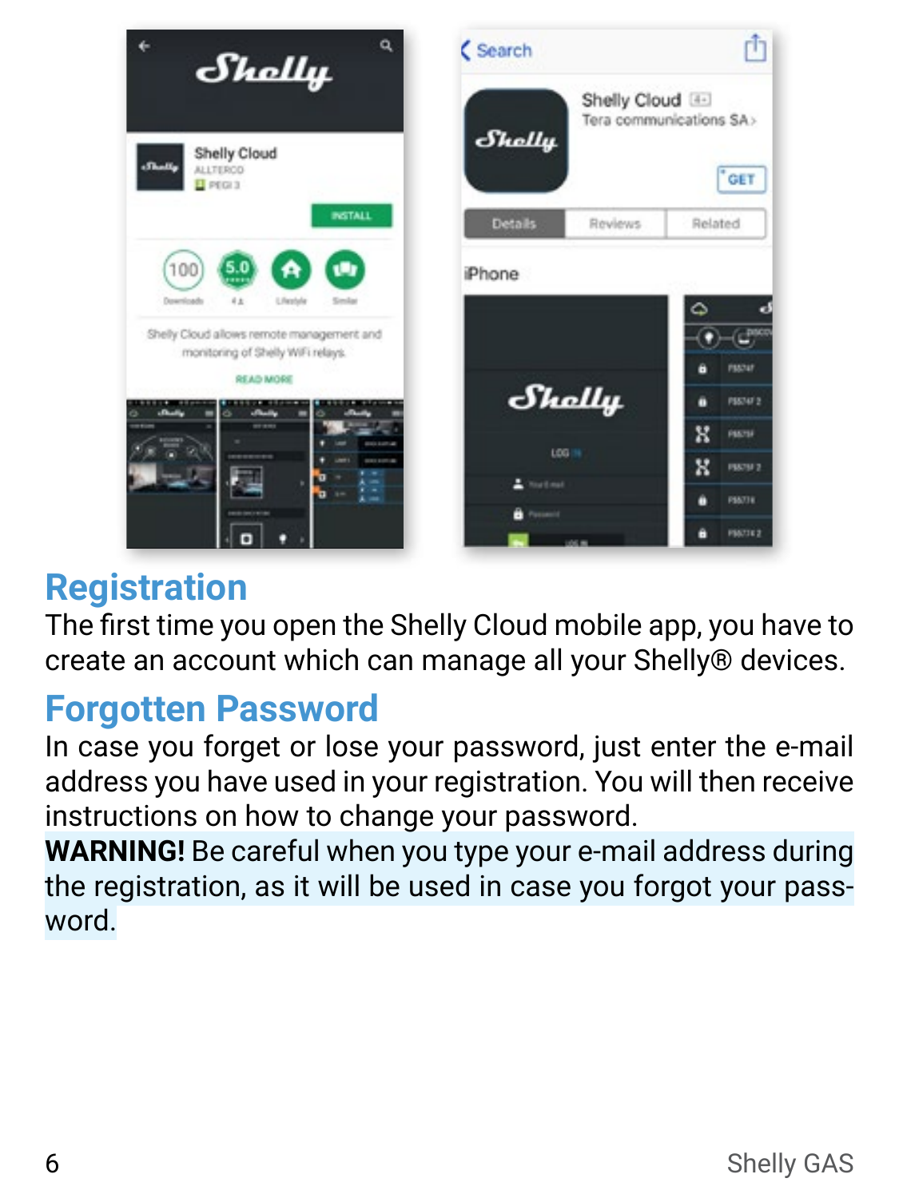## Registration

The first time you open the Shelly Cloud mobile app, you have to create an account which can manage all your Shelly® devices.

## Forgotten Password

In case you forget or lose your password, just enter the e-mail address you have used in your registration. You will then receive instructions on how to change your password.

**WARNING!** Be careful when you type your e-mail address during the registration, as it will be used in case you forgot your password.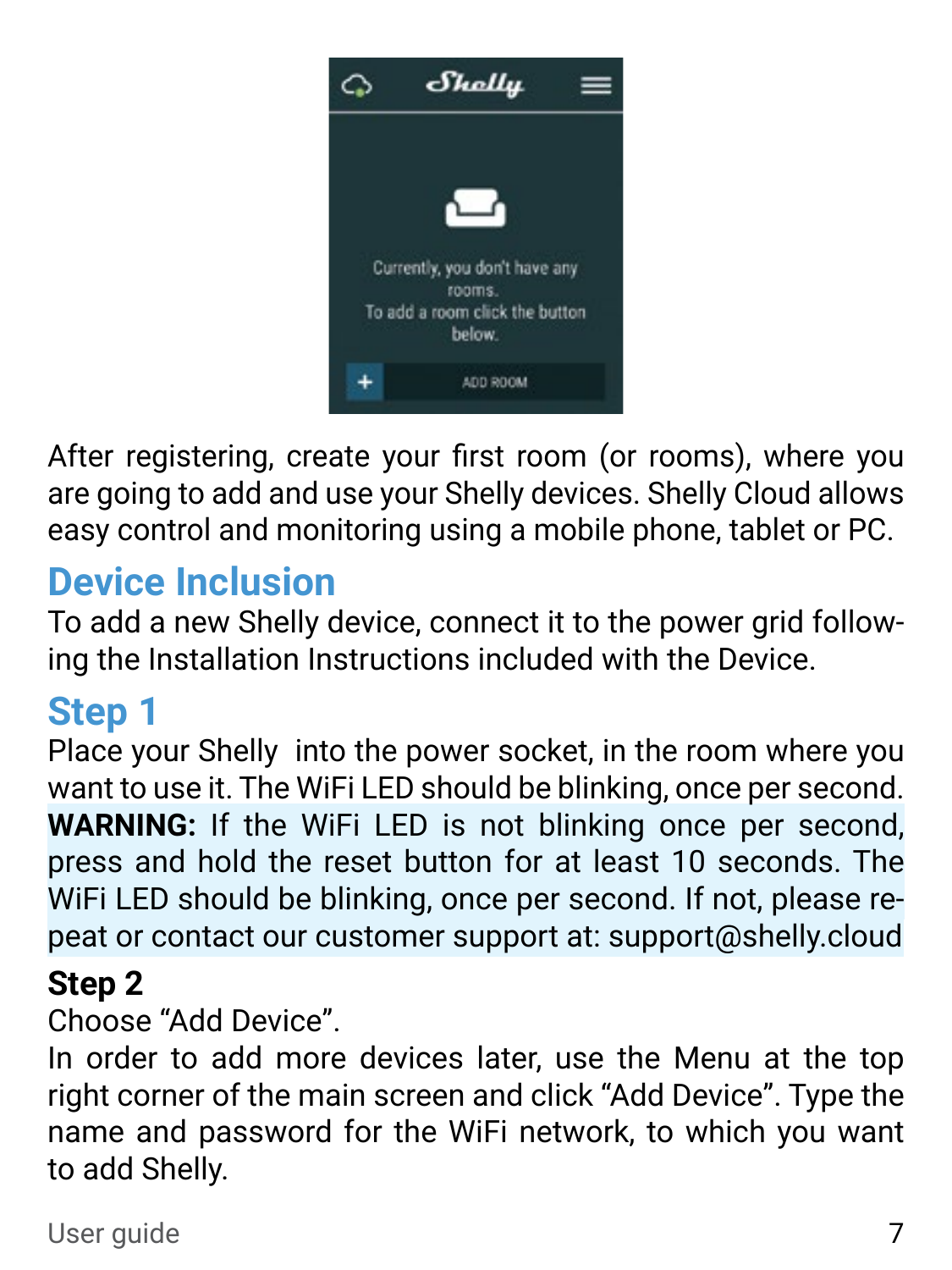After registering, create your first room (or rooms), where you are going to add and use your Shelly devices. Shelly Cloud allows easy control and monitoring using a mobile phone, tablet or PC.

## Device Inclusion

To add a new Shelly device, connect it to the power grid following the Installation Instructions included with the Device.

## Step 1

Place your Shelly into the power socket, in the room where you want to use it. The WiFi LED should be blinking, once per second.

**WARNING:** If the WiFi LED is not blinking once per second, press and hold the reset button for at least 10 seconds. The WiFi LED should be blinking, once per second. If not, please repeat or contact our customer support at: support@shelly.cloud

### Step 2

Choose “Add Device”.

In order to add more devices later, use the Menu at the top right corner of the main screen and click “Add Device”. Type the name and password for the WiFi network, to which you want to add Shelly.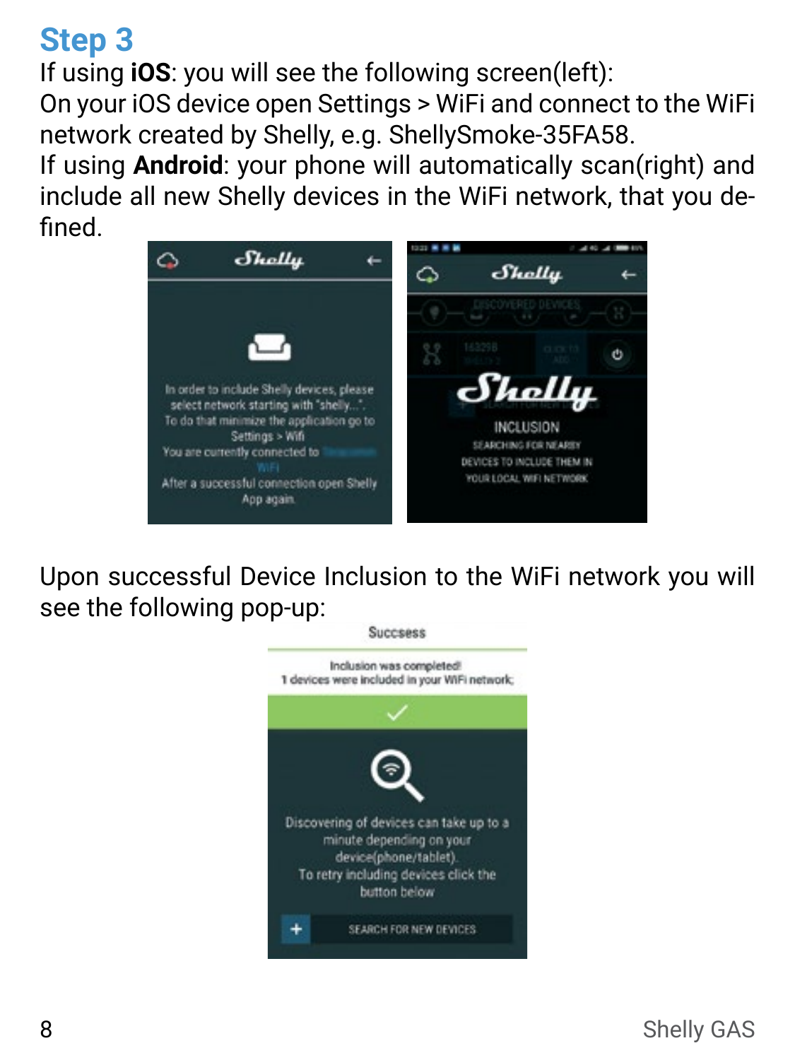## Step 3

If using **iOS**: you will see the following screen(left):
On your iOS device open Settings > WiFi and connect to the WiFi network created by Shelly, e.g. ShellySmoke-35FA58.
If using **Android**: your phone will automatically scan(right) and include all new Shelly devices in the WiFi network, that you defined.

Upon successful Device Inclusion to the WiFi network you will see the following pop-up: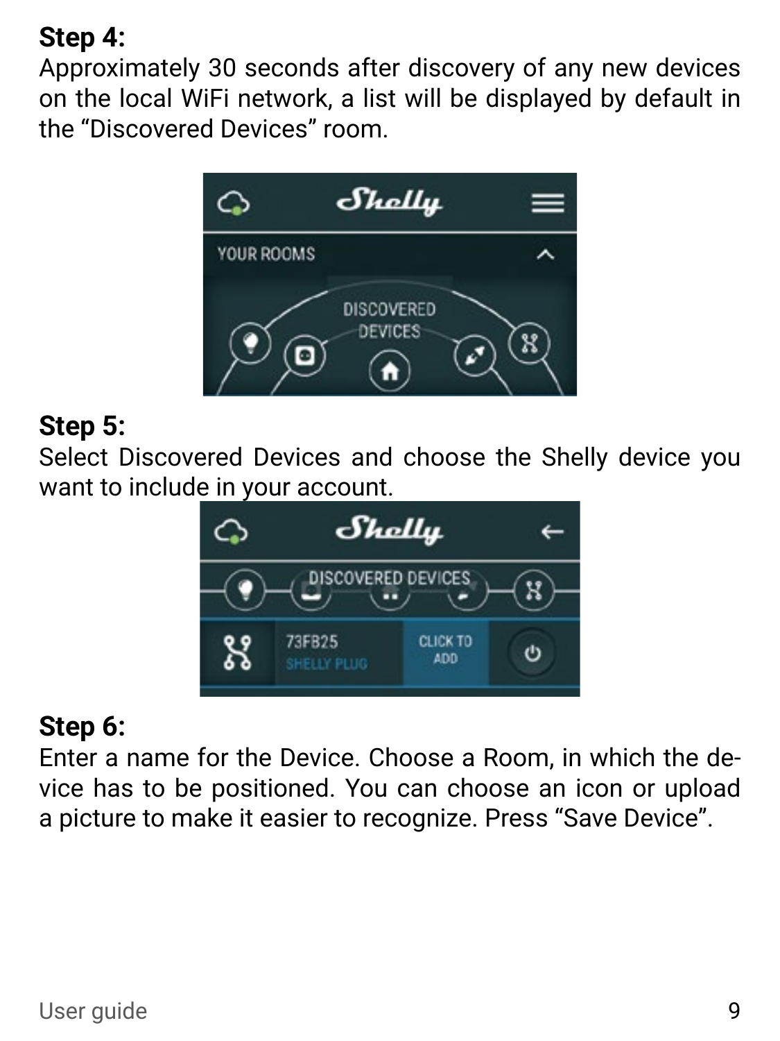**Step 4:**

Approximately 30 seconds after discovery of any new devices on the local WiFi network, a list will be displayed by default in the “Discovered Devices” room.

**Step 5:**

Select Discovered Devices and choose the Shelly device you want to include in your account.

**Step 6:**

Enter a name for the Device. Choose a Room, in which the device has to be positioned. You can choose an icon or upload a picture to make it easier to recognize. Press “Save Device”.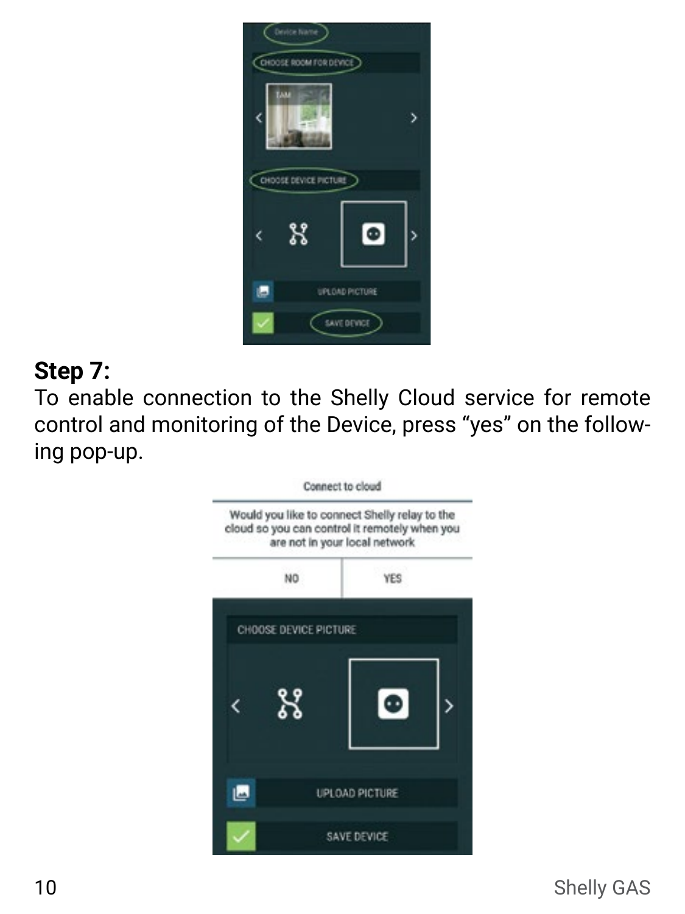**Step 7:**

To enable connection to the Shelly Cloud service for remote control and monitoring of the Device, press “yes” on the following pop-up.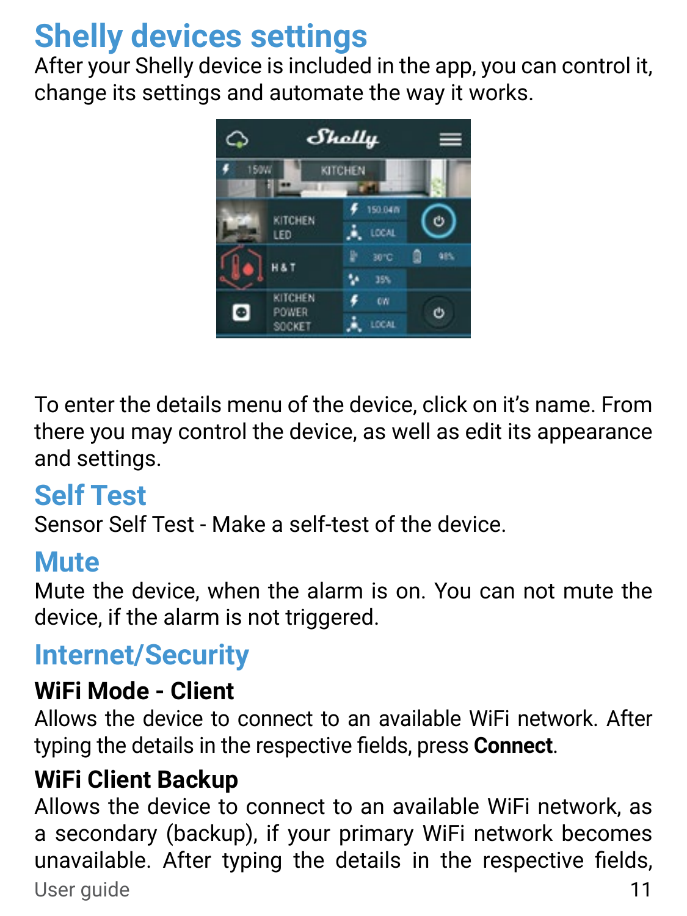# Shelly devices settings

After your Shelly device is included in the app, you can control it, change its settings and automate the way it works.

To enter the details menu of the device, click on it's name. From there you may control the device, as well as edit its appearance and settings.

## Self Test

Sensor Self Test - Make a self-test of the device.

## Mute

Mute the device, when the alarm is on. You can not mute the device, if the alarm is not triggered.

## Internet/Security

**WiFi Mode - Client**

Allows the device to connect to an available WiFi network. After typing the details in the respective fields, press **Connect**.

**WiFi Client Backup**

Allows the device to connect to an available WiFi network, as a secondary (backup), if your primary WiFi network becomes unavailable. After typing the details in the respective fields,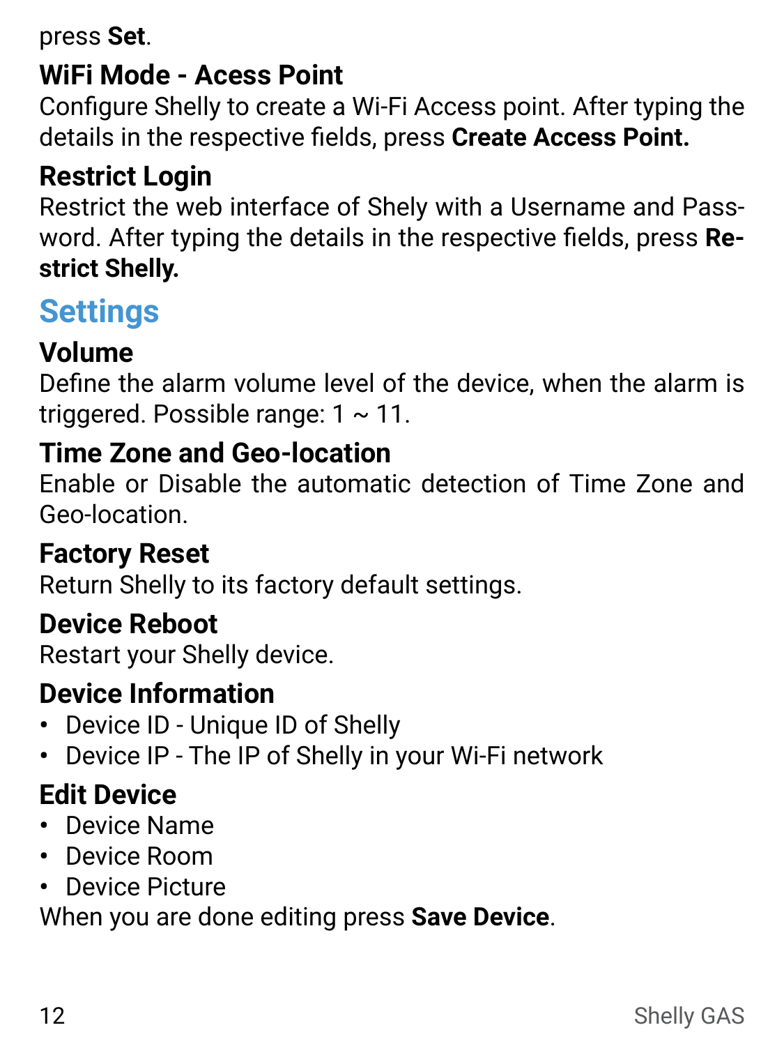press **Set**.

### WiFi Mode - Acess Point

Configure Shelly to create a Wi-Fi Access point. After typing the details in the respective fields, press **Create Access Point.**

### Restrict Login

Restrict the web interface of Shely with a Username and Password. After typing the details in the respective fields, press **Restrict Shelly.**

## Settings

### Volume

Define the alarm volume level of the device, when the alarm is triggered. Possible range: 1 ~ 11.

### Time Zone and Geo-location

Enable or Disable the automatic detection of Time Zone and Geo-location.

### Factory Reset

Return Shelly to its factory default settings.

### Device Reboot

Restart your Shelly device.

### Device Information

- Device ID - Unique ID of Shelly
- Device IP - The IP of Shelly in your Wi-Fi network

### Edit Device

- Device Name
- Device Room
- Device Picture

When you are done editing press **Save Device**.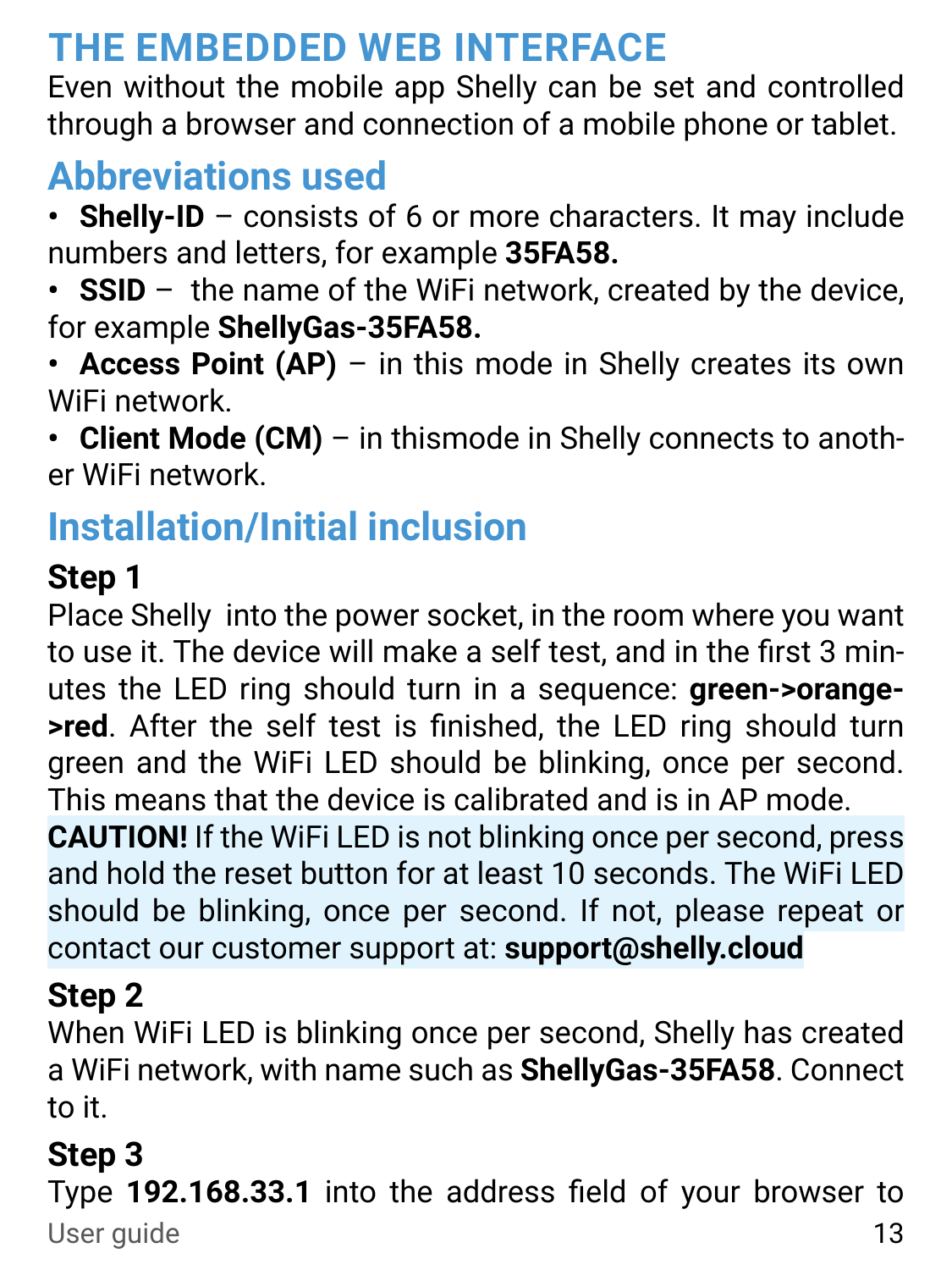# THE EMBEDDED WEB INTERFACE

Even without the mobile app Shelly can be set and controlled through a browser and connection of a mobile phone or tablet.

## Abbreviations used

- **Shelly-ID** – consists of 6 or more characters. It may include numbers and letters, for example **35FA58.**
- **SSID** – the name of the WiFi network, created by the device, for example **ShellyGas-35FA58.**
- **Access Point (AP)** – in this mode in Shelly creates its own WiFi network.
- **Client Mode (CM)** – in thismode in Shelly connects to another WiFi network.

## Installation/Initial inclusion

### Step 1

Place Shelly into the power socket, in the room where you want to use it. The device will make a self test, and in the first 3 minutes the LED ring should turn in a sequence: **green->orange->red**. After the self test is finished, the LED ring should turn green and the WiFi LED should be blinking, once per second. This means that the device is calibrated and is in AP mode.

**CAUTION!** If the WiFi LED is not blinking once per second, press and hold the reset button for at least 10 seconds. The WiFi LED should be blinking, once per second. If not, please repeat or contact our customer support at: **support@shelly.cloud**

### Step 2

When WiFi LED is blinking once per second, Shelly has created a WiFi network, with name such as **ShellyGas-35FA58**. Connect to it.

### Step 3

Type **192.168.33.1** into the address field of your browser to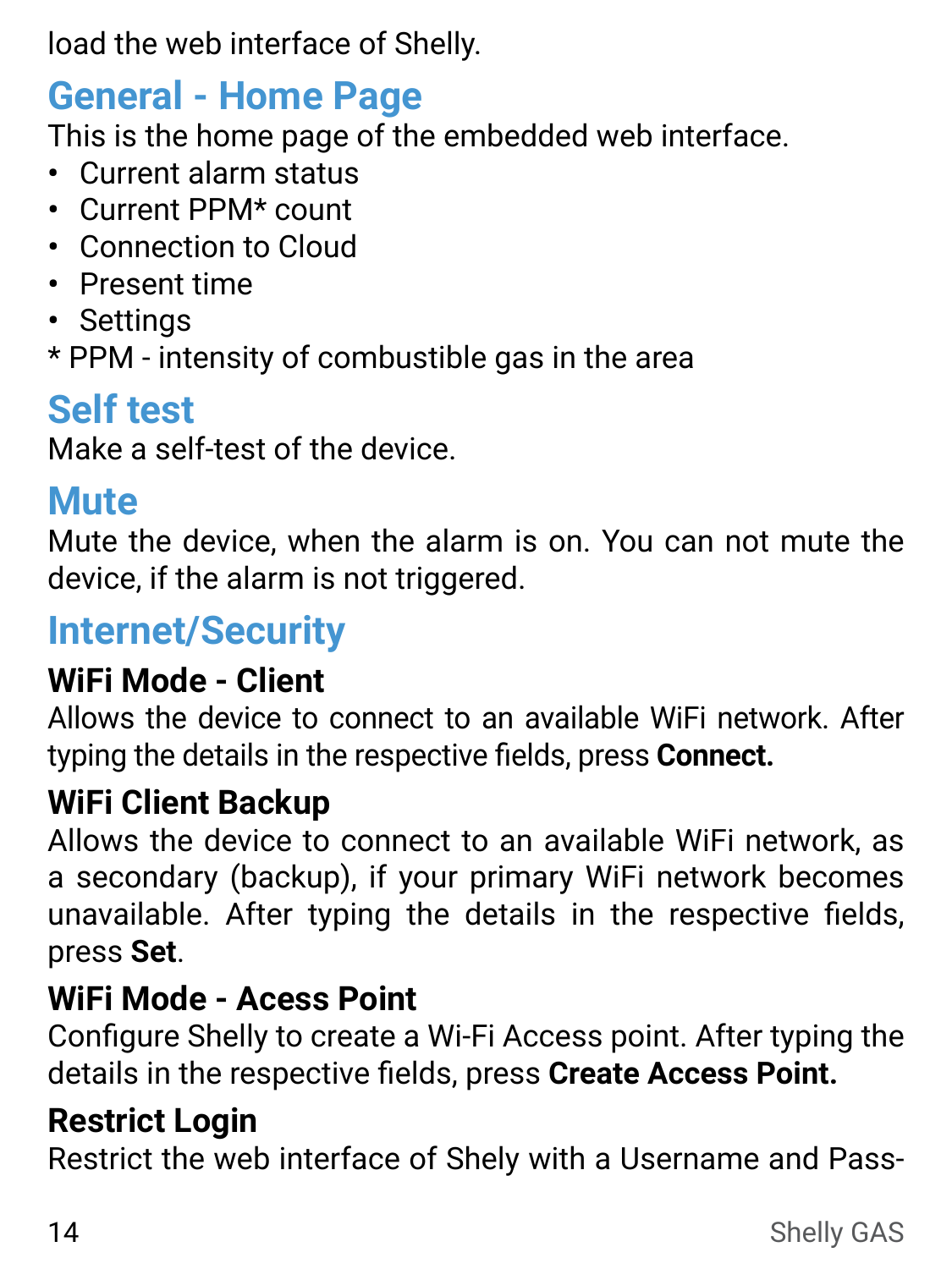load the web interface of Shelly.

## General - Home Page

This is the home page of the embedded web interface.

- Current alarm status
- Current PPM* count
- Connection to Cloud
- Present time
- Settings

* PPM - intensity of combustible gas in the area

## Self test

Make a self-test of the device.

## Mute

Mute the device, when the alarm is on. You can not mute the device, if the alarm is not triggered.

## Internet/Security

### WiFi Mode - Client

Allows the device to connect to an available WiFi network. After typing the details in the respective fields, press **Connect.**

### WiFi Client Backup

Allows the device to connect to an available WiFi network, as a secondary (backup), if your primary WiFi network becomes unavailable. After typing the details in the respective fields, press **Set**.

### WiFi Mode - Acess Point

Configure Shelly to create a Wi-Fi Access point. After typing the details in the respective fields, press **Create Access Point.**

### Restrict Login

Restrict the web interface of Shely with a Username and Pass-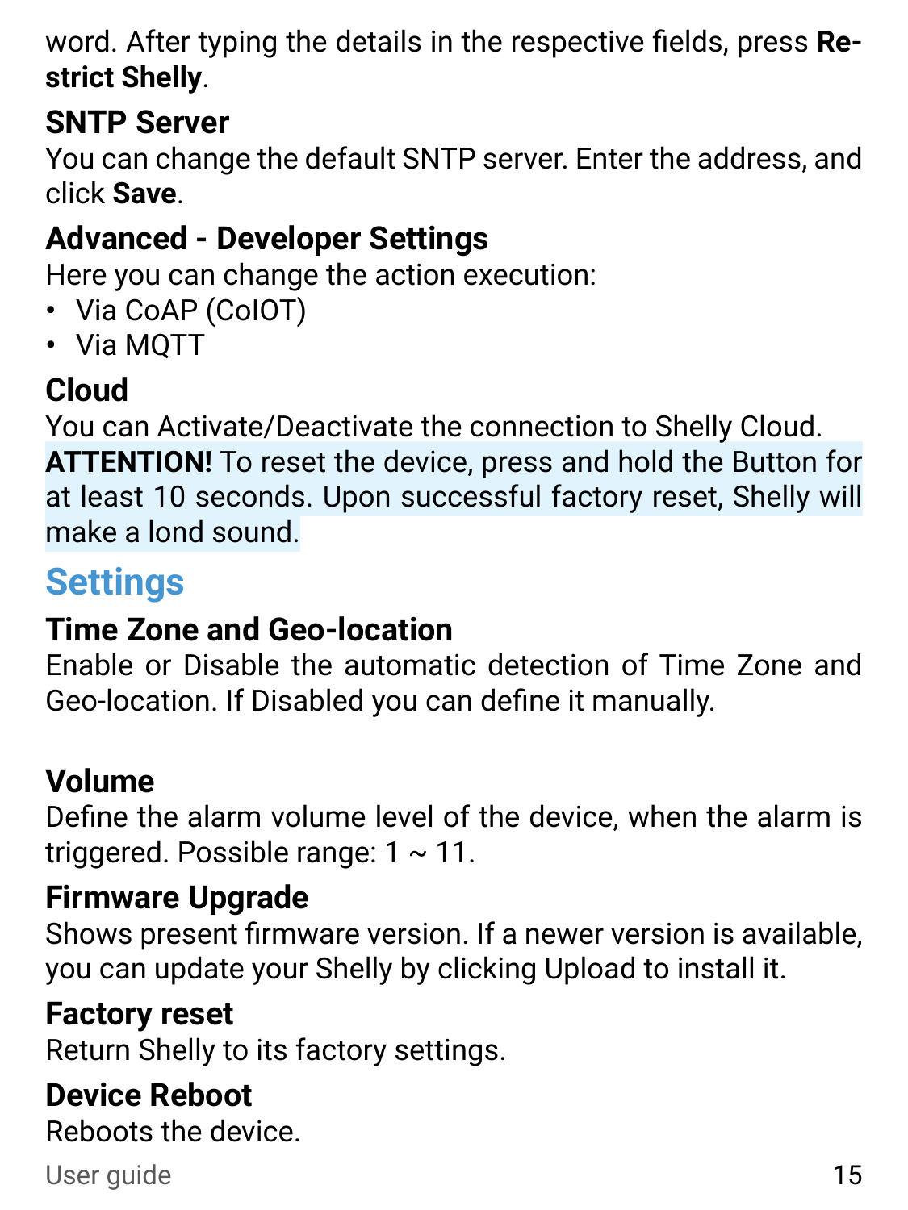word. After typing the details in the respective fields, press **Restrict Shelly**.

### SNTP Server

You can change the default SNTP server. Enter the address, and click **Save**.

### Advanced - Developer Settings

Here you can change the action execution:

- Via CoAP (CoIOT)
- Via MQTT

### Cloud

You can Activate/Deactivate the connection to Shelly Cloud.

**ATTENTION!** To reset the device, press and hold the Button for at least 10 seconds. Upon successful factory reset, Shelly will make a lond sound.

## Settings

### Time Zone and Geo-location

Enable or Disable the automatic detection of Time Zone and Geo-location. If Disabled you can define it manually.

### Volume

Define the alarm volume level of the device, when the alarm is triggered. Possible range: 1 ~ 11.

### Firmware Upgrade

Shows present firmware version. If a newer version is available, you can update your Shelly by clicking Upload to install it.

### Factory reset

Return Shelly to its factory settings.

### Device Reboot

Reboots the device.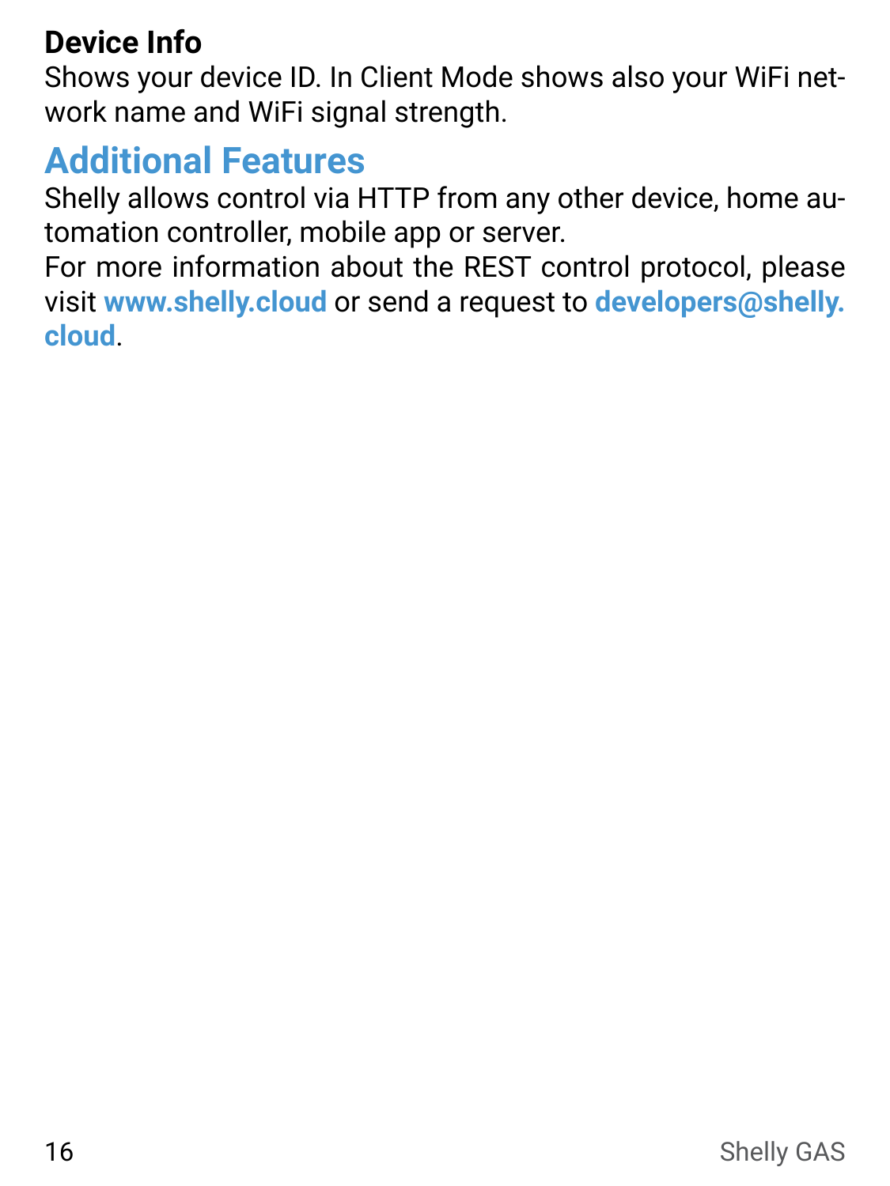**Device Info**
Shows your device ID. In Client Mode shows also your WiFi network name and WiFi signal strength.

## Additional Features

Shelly allows control via HTTP from any other device, home automation controller, mobile app or server.
For more information about the REST control protocol, please visit **www.shelly.cloud** or send a request to **developers@shelly.cloud**.